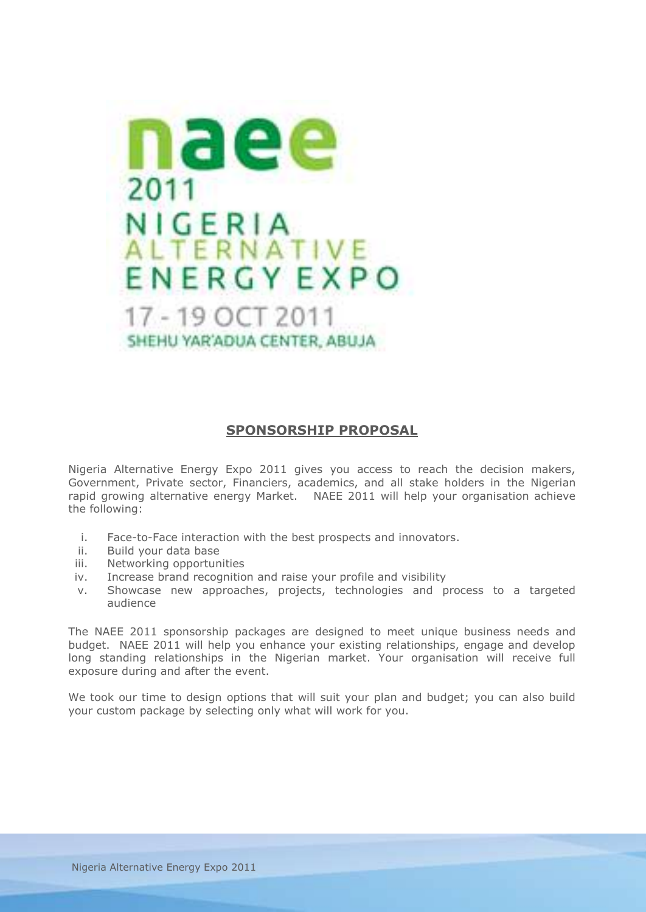# naee 2011 NIGERIA ALTERNATIVE ENERGY EXPO

17 - 19 OCT 2011

SHEHU YAR'ADUA CENTER, ABUJA

## SPONSORSHIP PROPOSAL

Nigeria Alternative Energy Expo 2011 gives you access to reach the decision makers, Government, Private sector, Financiers, academics, and all stake holders in the Nigerian rapid growing alternative energy Market. NAEE 2011 will help your organisation achieve the following:

i. Face-to-Face interaction with the best prospects and innovators.
ii. Build your data base
iii. Networking opportunities
iv. Increase brand recognition and raise your profile and visibility
v. Showcase new approaches, projects, technologies and process to a targeted audience

The NAEE 2011 sponsorship packages are designed to meet unique business needs and budget. NAEE 2011 will help you enhance your existing relationships, engage and develop long standing relationships in the Nigerian market. Your organisation will receive full exposure during and after the event.

We took our time to design options that will suit your plan and budget; you can also build your custom package by selecting only what will work for you.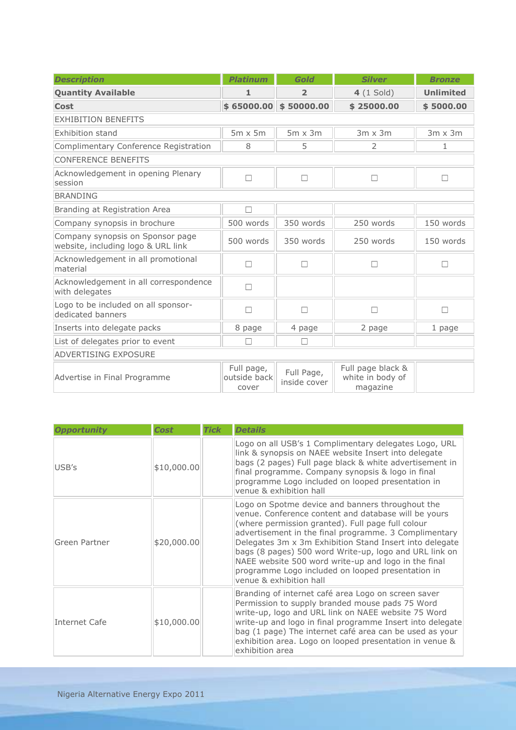| Description | Platinum | Gold | Silver | Bronze |
|---|---|---|---|---|
| **Quantity Available** | **1** | **2** | **4** (1 Sold) | **Unlimited** |
| **Cost** | **$ 65000.00** | **$ 50000.00** | **$ 25000.00** | **$ 5000.00** |
| EXHIBITION BENEFITS | | | | |
| Exhibition stand | 5m x 5m | 5m x 3m | 3m x 3m | 3m x 3m |
| Complimentary Conference Registration | 8 | 5 | 2 | 1 |
| CONFERENCE BENEFITS | | | | |
| Acknowledgement in opening Plenary session | ☐ | ☐ | ☐ | ☐ |
| BRANDING | | | | |
| Branding at Registration Area | ☐ | | | |
| Company synopsis in brochure | 500 words | 350 words | 250 words | 150 words |
| Company synopsis on Sponsor page website, including logo & URL link | 500 words | 350 words | 250 words | 150 words |
| Acknowledgement in all promotional material | ☐ | ☐ | ☐ | ☐ |
| Acknowledgement in all correspondence with delegates | ☐ | | | |
| Logo to be included on all sponsor-dedicated banners | ☐ | ☐ | ☐ | ☐ |
| Inserts into delegate packs | 8 page | 4 page | 2 page | 1 page |
| List of delegates prior to event | ☐ | ☐ | | |
| ADVERTISING EXPOSURE | | | | |
| Advertise in Final Programme | Full page, outside back cover | Full Page, inside cover | Full page black & white in body of magazine | |

| Opportunity | Cost | Tick | Details |
|---|---|---|---|
| USB's | $10,000.00 | | Logo on all USB's 1 Complimentary delegates Logo, URL link & synopsis on NAEE website Insert into delegate bags (2 pages) Full page black & white advertisement in final programme. Company synopsis & logo in final programme Logo included on looped presentation in venue & exhibition hall |
| Green Partner | $20,000.00 | | Logo on Spotme device and banners throughout the venue. Conference content and database will be yours (where permission granted). Full page full colour advertisement in the final programme. 3 Complimentary Delegates 3m x 3m Exhibition Stand Insert into delegate bags (8 pages) 500 word Write-up, logo and URL link on NAEE website 500 word write-up and logo in the final programme Logo included on looped presentation in venue & exhibition hall |
| Internet Cafe | $10,000.00 | | Branding of internet café area Logo on screen saver Permission to supply branded mouse pads 75 Word write-up, logo and URL link on NAEE website 75 Word write-up and logo in final programme Insert into delegate bag (1 page) The internet café area can be used as your exhibition area. Logo on looped presentation in venue & exhibition area |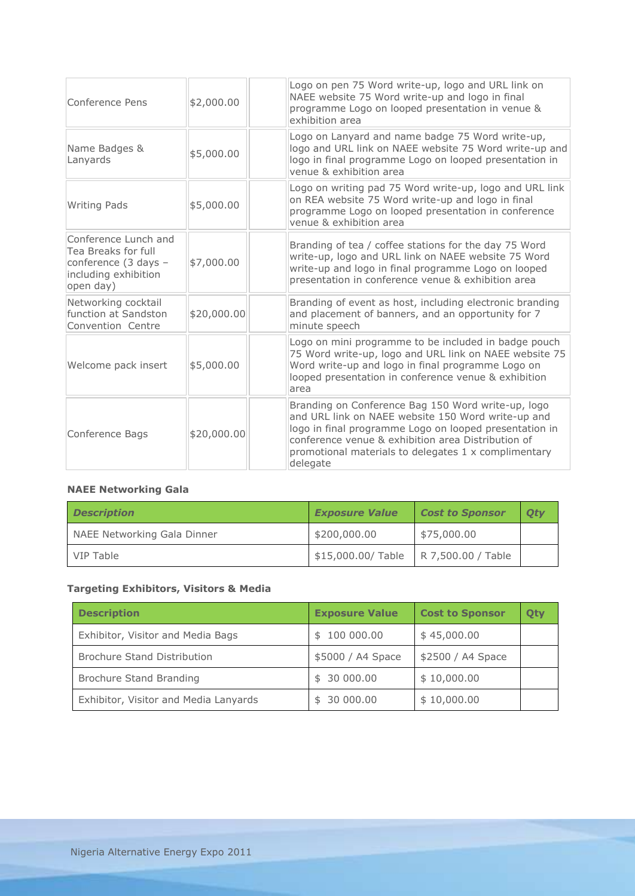| | | | |
|---|---|---|---|
| Conference Pens | $2,000.00 | | Logo on pen 75 Word write-up, logo and URL link on NAEE website 75 Word write-up and logo in final programme Logo on looped presentation in venue & exhibition area |
| Name Badges & Lanyards | $5,000.00 | | Logo on Lanyard and name badge 75 Word write-up, logo and URL link on NAEE website 75 Word write-up and logo in final programme Logo on looped presentation in venue & exhibition area |
| Writing Pads | $5,000.00 | | Logo on writing pad 75 Word write-up, logo and URL link on REA website 75 Word write-up and logo in final programme Logo on looped presentation in conference venue & exhibition area |
| Conference Lunch and Tea Breaks for full conference (3 days – including exhibition open day) | $7,000.00 | | Branding of tea / coffee stations for the day 75 Word write-up, logo and URL link on NAEE website 75 Word write-up and logo in final programme Logo on looped presentation in conference venue & exhibition area |
| Networking cocktail function at Sandston Convention Centre | $20,000.00 | | Branding of event as host, including electronic branding and placement of banners, and an opportunity for 7 minute speech |
| Welcome pack insert | $5,000.00 | | Logo on mini programme to be included in badge pouch 75 Word write-up, logo and URL link on NAEE website 75 Word write-up and logo in final programme Logo on looped presentation in conference venue & exhibition area |
| Conference Bags | $20,000.00 | | Branding on Conference Bag 150 Word write-up, logo and URL link on NAEE website 150 Word write-up and logo in final programme Logo on looped presentation in conference venue & exhibition area Distribution of promotional materials to delegates 1 x complimentary delegate |

**NAEE Networking Gala**

| *Description* | *Exposure Value* | *Cost to Sponsor* | *Qty* |
|---|---|---|---|
| NAEE Networking Gala Dinner | $200,000.00 | $75,000.00 | |
| VIP Table | $15,000.00/ Table | R 7,500.00 / Table | |

**Targeting Exhibitors, Visitors & Media**

| Description | Exposure Value | Cost to Sponsor | Qty |
|---|---|---|---|
| Exhibitor, Visitor and Media Bags | $ 100 000.00 | $ 45,000.00 | |
| Brochure Stand Distribution | $5000 / A4 Space | $2500 / A4 Space | |
| Brochure Stand Branding | $ 30 000.00 | $ 10,000.00 | |
| Exhibitor, Visitor and Media Lanyards | $ 30 000.00 | $ 10,000.00 | |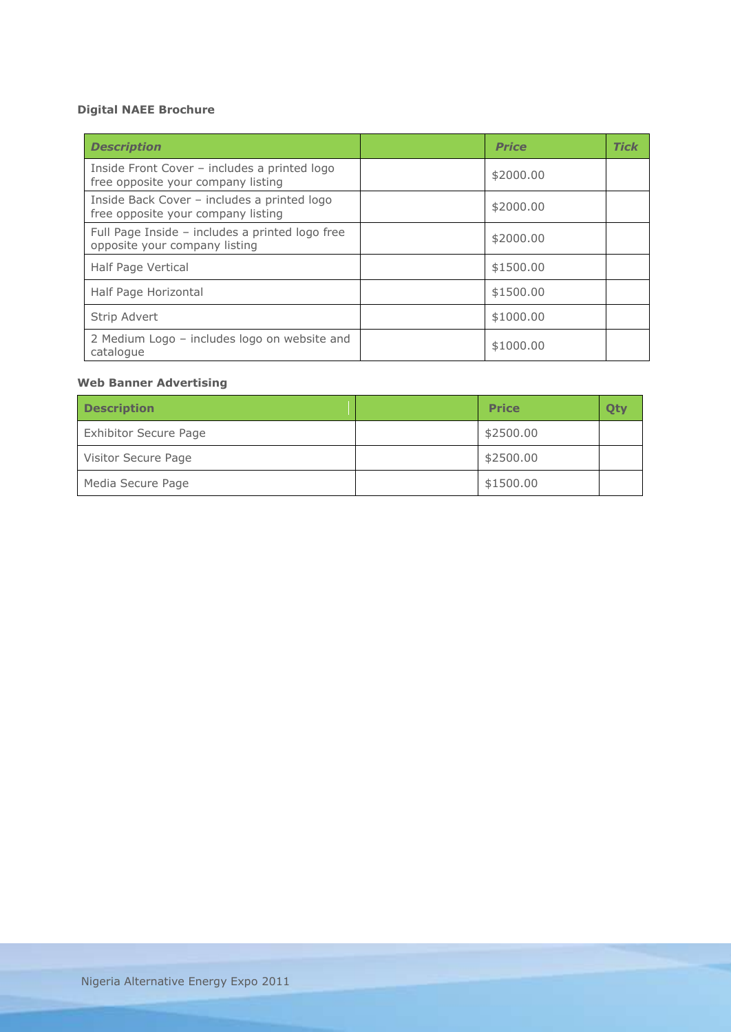**Digital NAEE Brochure**

| *Description* | | *Price* | *Tick* |
|---|---|---|---|
| Inside Front Cover – includes a printed logo free opposite your company listing | | $2000.00 | |
| Inside Back Cover – includes a printed logo free opposite your company listing | | $2000.00 | |
| Full Page Inside – includes a printed logo free opposite your company listing | | $2000.00 | |
| Half Page Vertical | | $1500.00 | |
| Half Page Horizontal | | $1500.00 | |
| Strip Advert | | $1000.00 | |
| 2 Medium Logo – includes logo on website and catalogue | | $1000.00 | |

**Web Banner Advertising**

| Description | | Price | Qty |
|---|---|---|---|
| Exhibitor Secure Page | | $2500.00 | |
| Visitor Secure Page | | $2500.00 | |
| Media Secure Page | | $1500.00 | |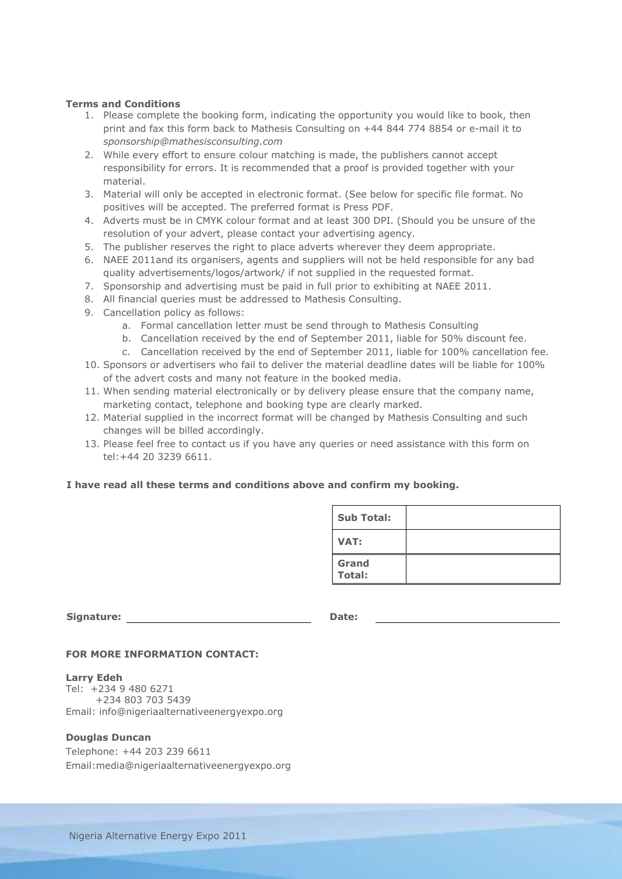**Terms and Conditions**

1. Please complete the booking form, indicating the opportunity you would like to book, then print and fax this form back to Mathesis Consulting on +44 844 774 8854 or e-mail it to *sponsorship@mathesisconsulting.com*
2. While every effort to ensure colour matching is made, the publishers cannot accept responsibility for errors. It is recommended that a proof is provided together with your material.
3. Material will only be accepted in electronic format. (See below for specific file format. No positives will be accepted. The preferred format is Press PDF.
4. Adverts must be in CMYK colour format and at least 300 DPI. (Should you be unsure of the resolution of your advert, please contact your advertising agency.
5. The publisher reserves the right to place adverts wherever they deem appropriate.
6. NAEE 2011and its organisers, agents and suppliers will not be held responsible for any bad quality advertisements/logos/artwork/ if not supplied in the requested format.
7. Sponsorship and advertising must be paid in full prior to exhibiting at NAEE 2011.
8. All financial queries must be addressed to Mathesis Consulting.
9. Cancellation policy as follows:
    a. Formal cancellation letter must be send through to Mathesis Consulting
    b. Cancellation received by the end of September 2011, liable for 50% discount fee.
    c. Cancellation received by the end of September 2011, liable for 100% cancellation fee.
10. Sponsors or advertisers who fail to deliver the material deadline dates will be liable for 100% of the advert costs and many not feature in the booked media.
11. When sending material electronically or by delivery please ensure that the company name, marketing contact, telephone and booking type are clearly marked.
12. Material supplied in the incorrect format will be changed by Mathesis Consulting and such changes will be billed accordingly.
13. Please feel free to contact us if you have any queries or need assistance with this form on tel:+44 20 3239 6611.

**I have read all these terms and conditions above and confirm my booking.**

| | |
|---|---|
| **Sub Total:** | |
| **VAT:** | |
| **Grand Total:** | |

**Signature:** ______________________ **Date:** ______________________

**FOR MORE INFORMATION CONTACT:**

**Larry Edeh**
Tel: +234 9 480 6271
+234 803 703 5439
Email: info@nigeriaalternativeenergyexpo.org

**Douglas Duncan**
Telephone: +44 203 239 6611
Email:media@nigeriaalternativeenergyexpo.org